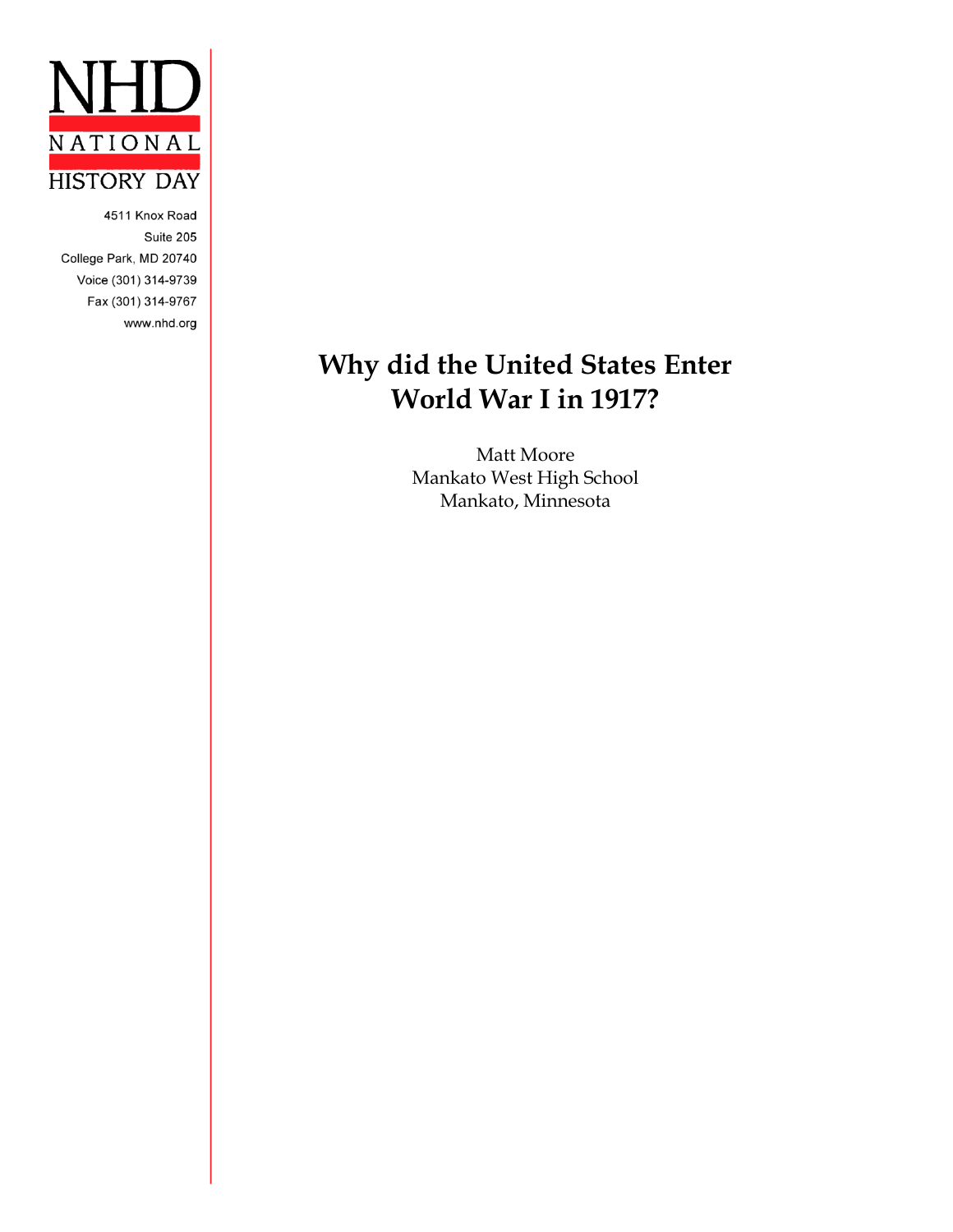NHD

NATIONAL

HISTORY DAY

4511 Knox Road
Suite 205
College Park, MD 20740
Voice (301) 314-9739
Fax (301) 314-9767
www.nhd.org

# Why did the United States Enter World War I in 1917?

Matt Moore
Mankato West High School
Mankato, Minnesota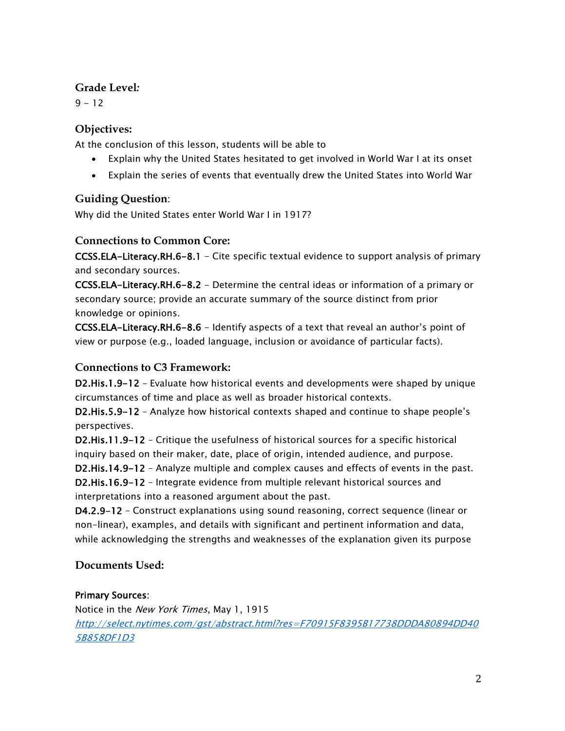### Grade Level:

9 – 12

### Objectives:

At the conclusion of this lesson, students will be able to

- Explain why the United States hesitated to get involved in World War I at its onset
- Explain the series of events that eventually drew the United States into World War

### Guiding Question:

Why did the United States enter World War I in 1917?

### Connections to Common Core:

CCSS.ELA-Literacy.RH.6-8.1 – Cite specific textual evidence to support analysis of primary and secondary sources.
CCSS.ELA-Literacy.RH.6-8.2 – Determine the central ideas or information of a primary or secondary source; provide an accurate summary of the source distinct from prior knowledge or opinions.
CCSS.ELA-Literacy.RH.6-8.6 – Identify aspects of a text that reveal an author's point of view or purpose (e.g., loaded language, inclusion or avoidance of particular facts).

### Connections to C3 Framework:

D2.His.1.9-12 – Evaluate how historical events and developments were shaped by unique circumstances of time and place as well as broader historical contexts.
D2.His.5.9-12 – Analyze how historical contexts shaped and continue to shape people's perspectives.
D2.His.11.9-12 – Critique the usefulness of historical sources for a specific historical inquiry based on their maker, date, place of origin, intended audience, and purpose.
D2.His.14.9-12 – Analyze multiple and complex causes and effects of events in the past.
D2.His.16.9-12 – Integrate evidence from multiple relevant historical sources and interpretations into a reasoned argument about the past.
D4.2.9-12 – Construct explanations using sound reasoning, correct sequence (linear or non-linear), examples, and details with significant and pertinent information and data, while acknowledging the strengths and weaknesses of the explanation given its purpose

### Documents Used:

Primary Sources:
Notice in the *New York Times*, May 1, 1915
http://select.nytimes.com/gst/abstract.html?res=F70915F8395B17738DDDA80894DD405B858DF1D3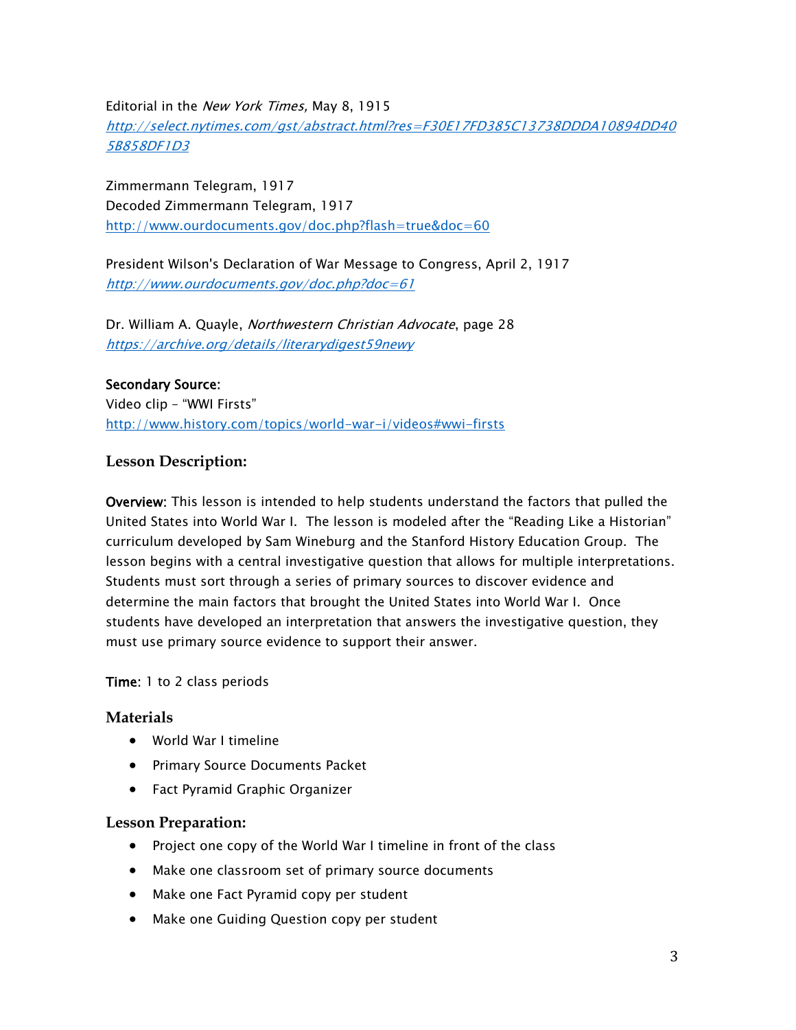Editorial in the *New York Times,* May 8, 1915
*http://select.nytimes.com/gst/abstract.html?res=F30E17FD385C13738DDDA10894DD405B858DF1D3*

Zimmermann Telegram, 1917
Decoded Zimmermann Telegram, 1917
http://www.ourdocuments.gov/doc.php?flash=true&doc=60

President Wilson's Declaration of War Message to Congress, April 2, 1917
*http://www.ourdocuments.gov/doc.php?doc=61*

Dr. William A. Quayle, *Northwestern Christian Advocate*, page 28
*https://archive.org/details/literarydigest59newy*

**Secondary Source:**
Video clip – "WWI Firsts"
http://www.history.com/topics/world-war-i/videos#wwi-firsts

## Lesson Description:

**Overview:** This lesson is intended to help students understand the factors that pulled the United States into World War I. The lesson is modeled after the "Reading Like a Historian" curriculum developed by Sam Wineburg and the Stanford History Education Group. The lesson begins with a central investigative question that allows for multiple interpretations. Students must sort through a series of primary sources to discover evidence and determine the main factors that brought the United States into World War I. Once students have developed an interpretation that answers the investigative question, they must use primary source evidence to support their answer.

**Time:** 1 to 2 class periods

### Materials

- World War I timeline
- Primary Source Documents Packet
- Fact Pyramid Graphic Organizer

### Lesson Preparation:

- Project one copy of the World War I timeline in front of the class
- Make one classroom set of primary source documents
- Make one Fact Pyramid copy per student
- Make one Guiding Question copy per student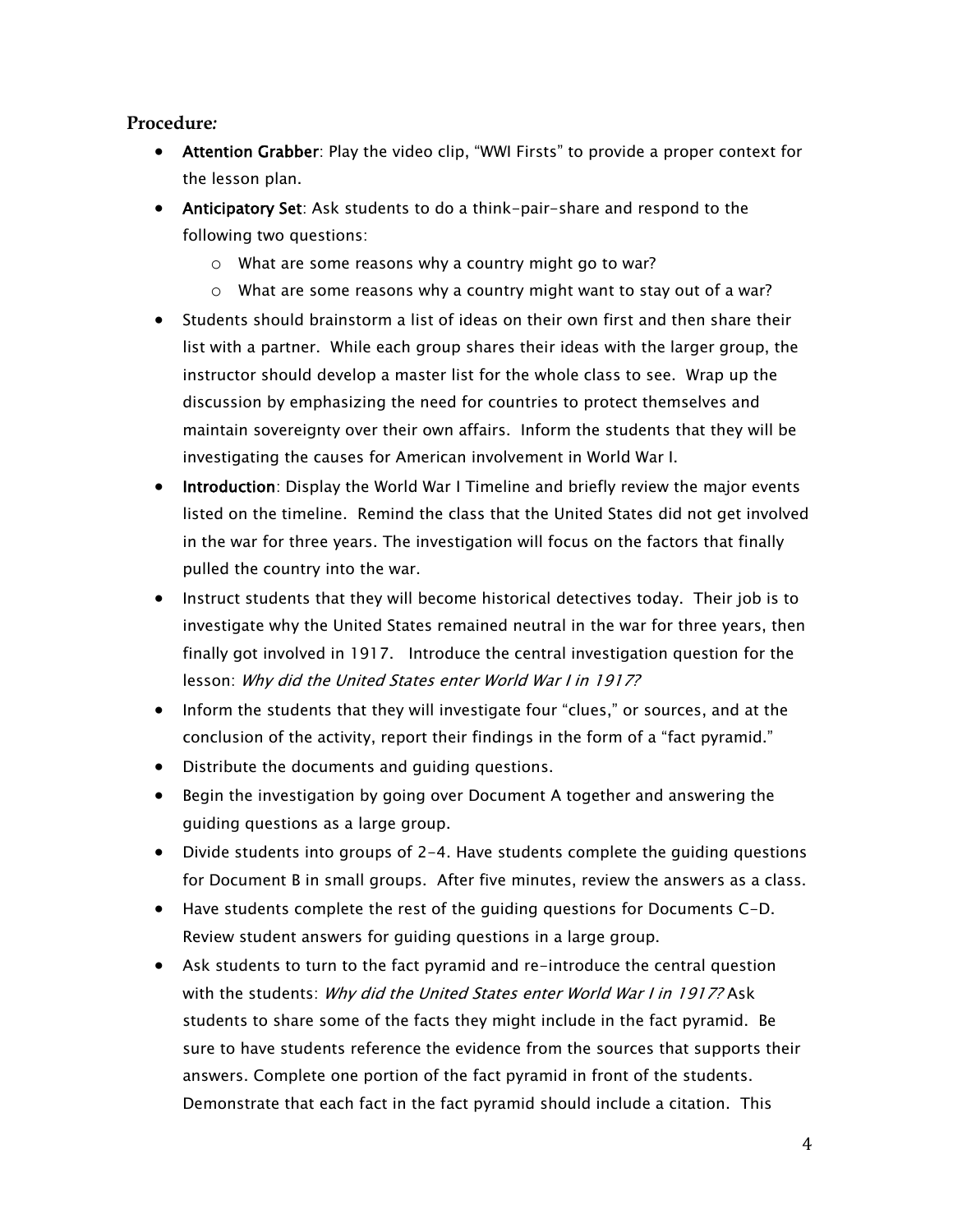## **Procedure:**

- **Attention Grabber**: Play the video clip, "WWI Firsts" to provide a proper context for the lesson plan.
- **Anticipatory Set**: Ask students to do a think-pair-share and respond to the following two questions:
  - What are some reasons why a country might go to war?
  - What are some reasons why a country might want to stay out of a war?
- Students should brainstorm a list of ideas on their own first and then share their list with a partner. While each group shares their ideas with the larger group, the instructor should develop a master list for the whole class to see. Wrap up the discussion by emphasizing the need for countries to protect themselves and maintain sovereignty over their own affairs. Inform the students that they will be investigating the causes for American involvement in World War I.
- **Introduction**: Display the World War I Timeline and briefly review the major events listed on the timeline. Remind the class that the United States did not get involved in the war for three years. The investigation will focus on the factors that finally pulled the country into the war.
- Instruct students that they will become historical detectives today. Their job is to investigate why the United States remained neutral in the war for three years, then finally got involved in 1917. Introduce the central investigation question for the lesson: *Why did the United States enter World War I in 1917?*
- Inform the students that they will investigate four "clues," or sources, and at the conclusion of the activity, report their findings in the form of a "fact pyramid."
- Distribute the documents and guiding questions.
- Begin the investigation by going over Document A together and answering the guiding questions as a large group.
- Divide students into groups of 2-4. Have students complete the guiding questions for Document B in small groups. After five minutes, review the answers as a class.
- Have students complete the rest of the guiding questions for Documents C-D. Review student answers for guiding questions in a large group.
- Ask students to turn to the fact pyramid and re-introduce the central question with the students: *Why did the United States enter World War I in 1917?* Ask students to share some of the facts they might include in the fact pyramid. Be sure to have students reference the evidence from the sources that supports their answers. Complete one portion of the fact pyramid in front of the students. Demonstrate that each fact in the fact pyramid should include a citation. This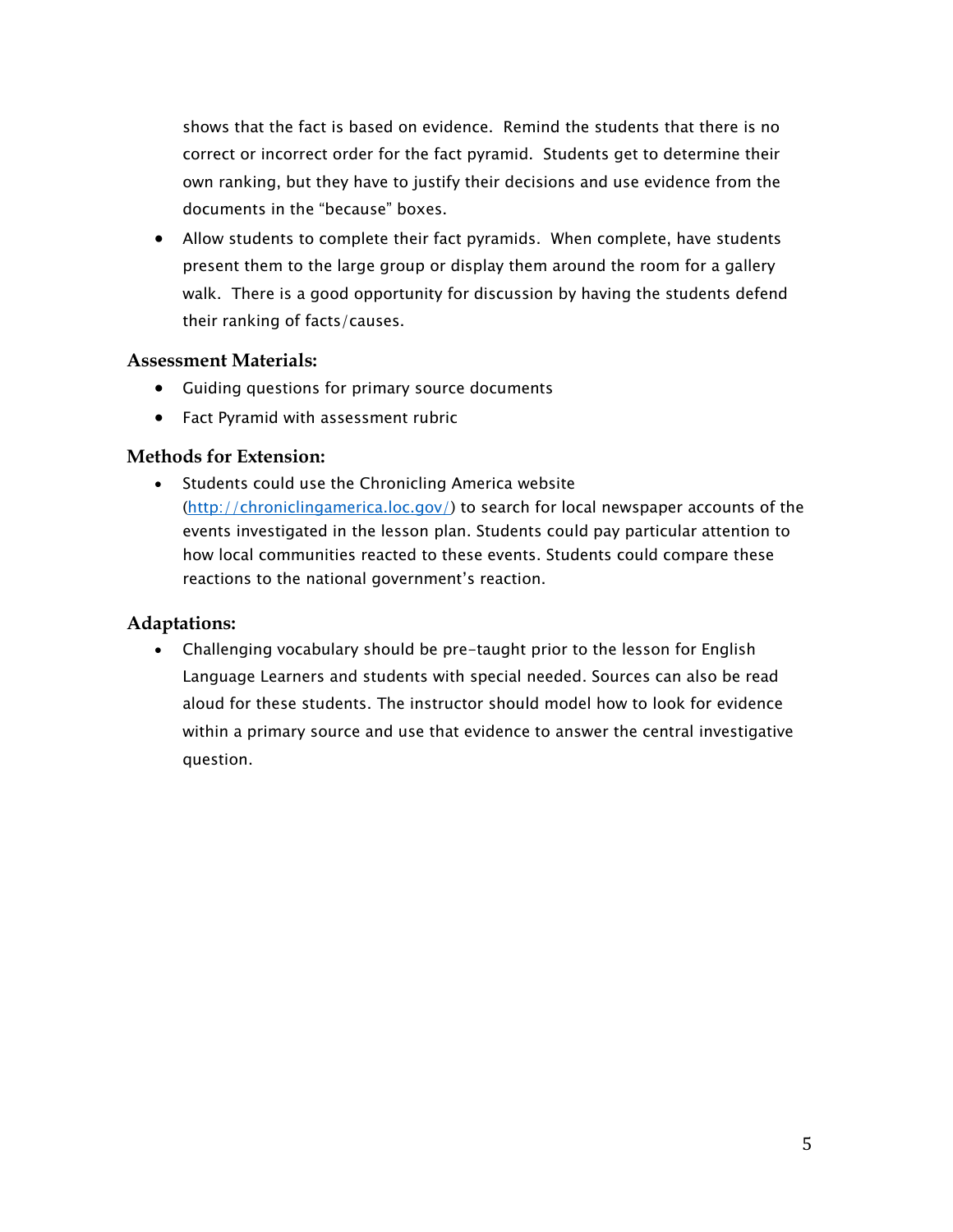shows that the fact is based on evidence. Remind the students that there is no correct or incorrect order for the fact pyramid. Students get to determine their own ranking, but they have to justify their decisions and use evidence from the documents in the “because” boxes.

- Allow students to complete their fact pyramids. When complete, have students present them to the large group or display them around the room for a gallery walk. There is a good opportunity for discussion by having the students defend their ranking of facts/causes.

### Assessment Materials:

- Guiding questions for primary source documents
- Fact Pyramid with assessment rubric

### Methods for Extension:

- Students could use the Chronicling America website (http://chroniclingamerica.loc.gov/) to search for local newspaper accounts of the events investigated in the lesson plan. Students could pay particular attention to how local communities reacted to these events. Students could compare these reactions to the national government’s reaction.

### Adaptations:

- Challenging vocabulary should be pre-taught prior to the lesson for English Language Learners and students with special needed. Sources can also be read aloud for these students. The instructor should model how to look for evidence within a primary source and use that evidence to answer the central investigative question.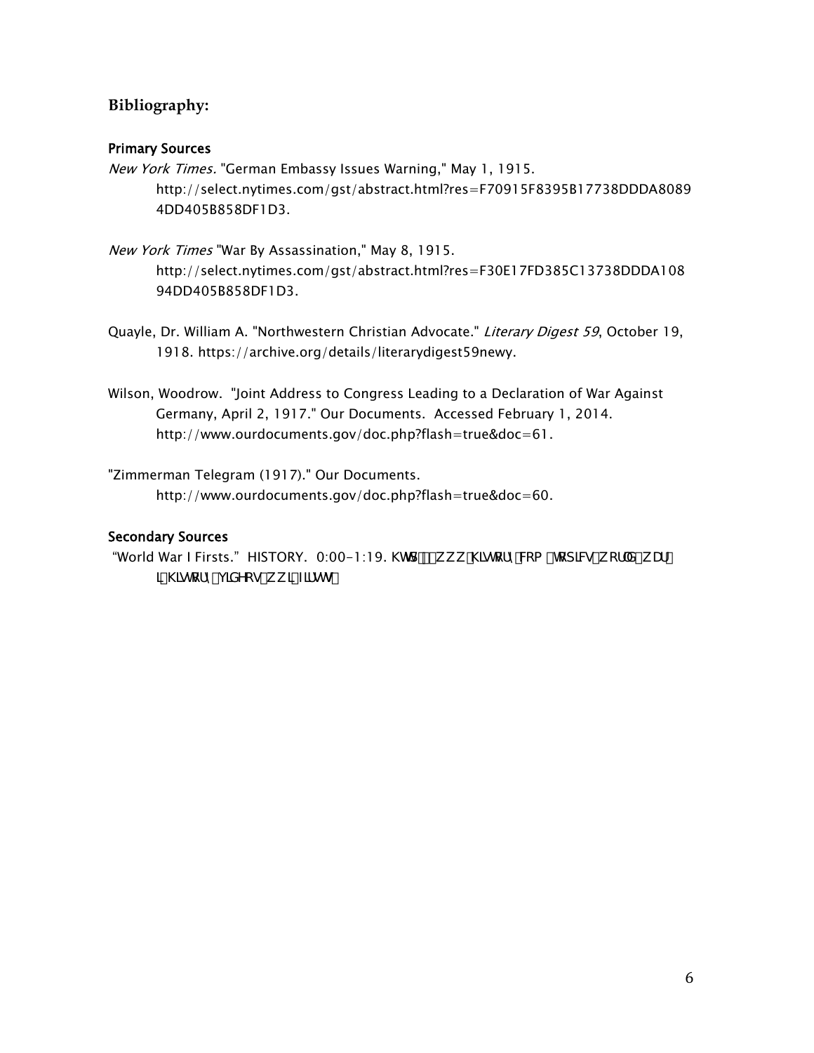## Bibliography:

### Primary Sources

*New York Times.* "German Embassy Issues Warning," May 1, 1915. http://select.nytimes.com/gst/abstract.html?res=F70915F8395B17738DDDA80894DD405B858DF1D3.

*New York Times* "War By Assassination," May 8, 1915. http://select.nytimes.com/gst/abstract.html?res=F30E17FD385C13738DDDA10894DD405B858DF1D3.

Quayle, Dr. William A. "Northwestern Christian Advocate." *Literary Digest 59*, October 19, 1918. https://archive.org/details/literarydigest59newy.

Wilson, Woodrow. "Joint Address to Congress Leading to a Declaration of War Against Germany, April 2, 1917." Our Documents. Accessed February 1, 2014. http://www.ourdocuments.gov/doc.php?flash=true&doc=61.

"Zimmerman Telegram (1917)." Our Documents. http://www.ourdocuments.gov/doc.php?flash=true&doc=60.

### Secondary Sources

"World War I Firsts." HISTORY. 0:00-1:19. KWWS ZZZ KLVWRU\ FRP WRSLFV ZRUOG ZDU L KLVWRU\ YLGHRV ZZL ILUVWV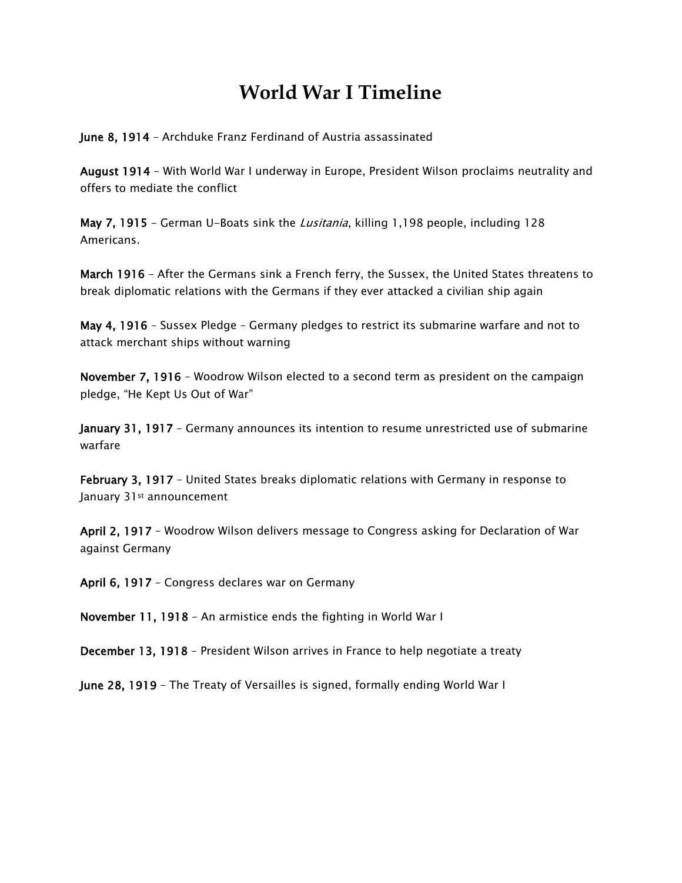# World War I Timeline

**June 8, 1914** – Archduke Franz Ferdinand of Austria assassinated

**August 1914** – With World War I underway in Europe, President Wilson proclaims neutrality and offers to mediate the conflict

**May 7, 1915** – German U-Boats sink the *Lusitania*, killing 1,198 people, including 128 Americans.

**March 1916** – After the Germans sink a French ferry, the Sussex, the United States threatens to break diplomatic relations with the Germans if they ever attacked a civilian ship again

**May 4, 1916** – Sussex Pledge – Germany pledges to restrict its submarine warfare and not to attack merchant ships without warning

**November 7, 1916** – Woodrow Wilson elected to a second term as president on the campaign pledge, "He Kept Us Out of War"

**January 31, 1917** – Germany announces its intention to resume unrestricted use of submarine warfare

**February 3, 1917** – United States breaks diplomatic relations with Germany in response to January 31st announcement

**April 2, 1917** – Woodrow Wilson delivers message to Congress asking for Declaration of War against Germany

**April 6, 1917** – Congress declares war on Germany

**November 11, 1918** – An armistice ends the fighting in World War I

**December 13, 1918** – President Wilson arrives in France to help negotiate a treaty

**June 28, 1919** – The Treaty of Versailles is signed, formally ending World War I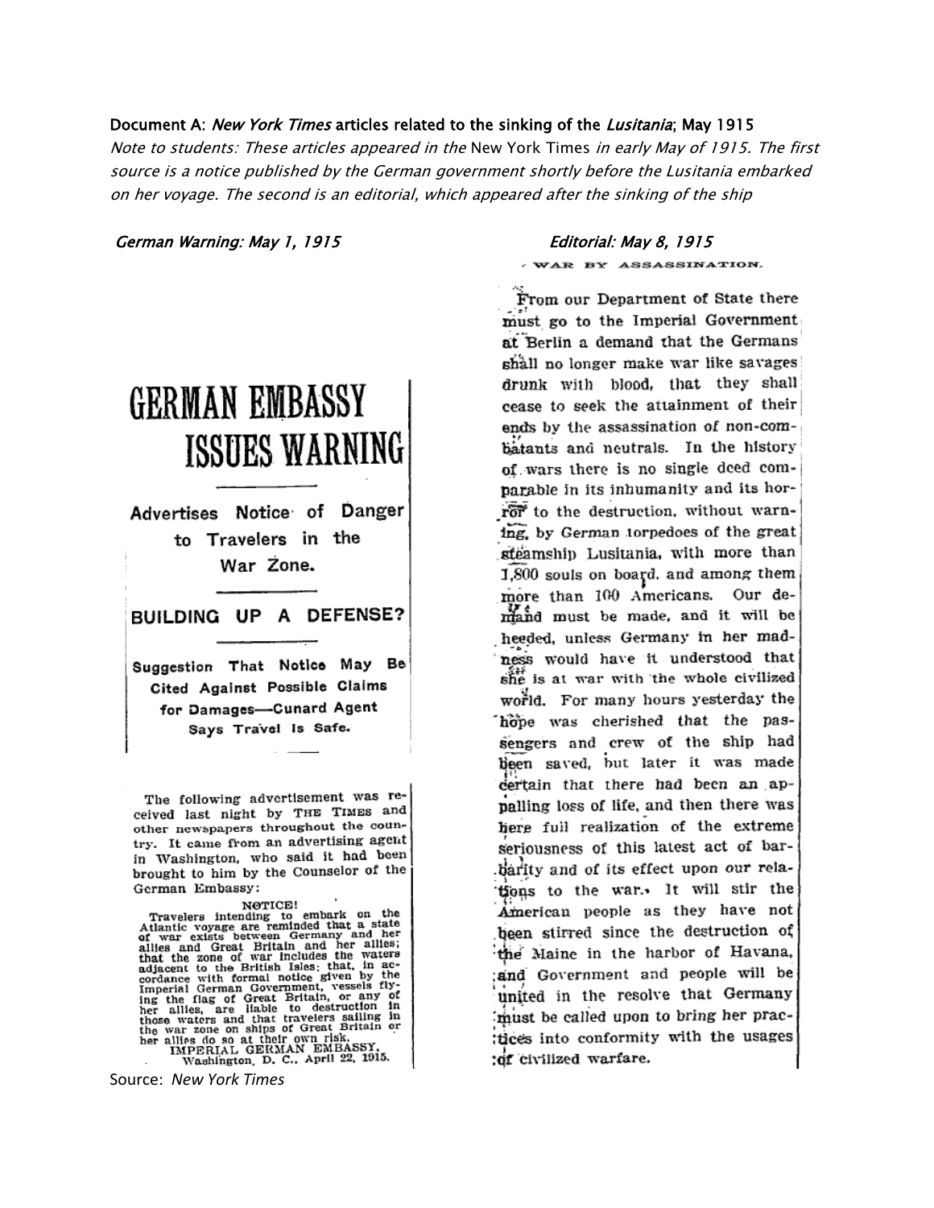**Document A:** ***New York Times*** **articles related to the sinking of the** ***Lusitania*****; May 1915**

*Note to students: These articles appeared in the* New York Times *in early May of 1915. The first source is a notice published by the German government shortly before the Lusitania embarked on her voyage. The second is an editorial, which appeared after the sinking of the ship*

***German Warning: May 1, 1915***

# GERMAN EMBASSY ISSUES WARNING

**Advertises Notice of Danger to Travelers in the War Zone.**

**BUILDING UP A DEFENSE?**

**Suggestion That Notice May Be Cited Against Possible Claims for Damages—Cunard Agent Says Travel Is Safe.**

The following advertisement was received last night by THE TIMES and other newspapers throughout the country. It came from an advertising agent in Washington, who said it had been brought to him by the Counselor of the German Embassy:

NOTICE!

Travelers intending to embark on the Atlantic voyage are reminded that a state of war exists between Germany and her allies and Great Britain and her allies; that the zone of war includes the waters adjacent to the British Isles; that, in accordance with formal notice given by the Imperial German Government, vessels flying the flag of Great Britain, or any of her allies, are liable to destruction in those waters and that travelers sailing in the war zone on ships of Great Britain or her allies do so at their own risk.

IMPERIAL GERMAN EMBASSY,
Washington, D. C., April 22, 1915.

Source: *New York Times*

***Editorial: May 8, 1915***

WAR BY ASSASSINATION.

From our Department of State there must go to the Imperial Government at Berlin a demand that the Germans shall no longer make war like savages drunk with blood, that they shall cease to seek the attainment of their ends by the assassination of non-combatants and neutrals. In the history of wars there is no single deed comparable in its inhumanity and its horror to the destruction, without warning, by German torpedoes of the great steamship Lusitania, with more than 1,800 souls on board, and among them more than 100 Americans. Our demand must be made, and it will be heeded, unless Germany in her madness would have it understood that she is at war with the whole civilized world. For many hours yesterday the hope was cherished that the passengers and crew of the ship had been saved, but later it was made certain that there had been an appalling loss of life, and then there was here full realization of the extreme seriousness of this latest act of barbarity and of its effect upon our relations to the war. It will stir the American people as they have not been stirred since the destruction of the Maine in the harbor of Havana, and Government and people will be united in the resolve that Germany must be called upon to bring her practices into conformity with the usages of civilized warfare.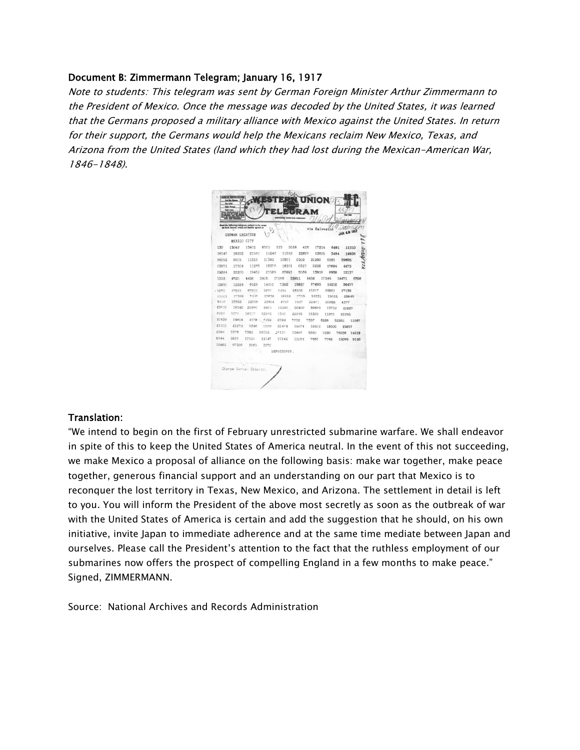**Document B: Zimmermann Telegram; January 16, 1917**

*Note to students: This telegram was sent by German Foreign Minister Arthur Zimmermann to the President of Mexico. Once the message was decoded by the United States, it was learned that the Germans proposed a military alliance with Mexico against the United States. In return for their support, the Germans would help the Mexicans reclaim New Mexico, Texas, and Arizona from the United States (land which they had lost during the Mexican-American War, 1846-1848).*

**Translation:**

"We intend to begin on the first of February unrestricted submarine warfare. We shall endeavor in spite of this to keep the United States of America neutral. In the event of this not succeeding, we make Mexico a proposal of alliance on the following basis: make war together, make peace together, generous financial support and an understanding on our part that Mexico is to reconquer the lost territory in Texas, New Mexico, and Arizona. The settlement in detail is left to you. You will inform the President of the above most secretly as soon as the outbreak of war with the United States of America is certain and add the suggestion that he should, on his own initiative, invite Japan to immediate adherence and at the same time mediate between Japan and ourselves. Please call the President's attention to the fact that the ruthless employment of our submarines now offers the prospect of compelling England in a few months to make peace." Signed, ZIMMERMANN.

Source: National Archives and Records Administration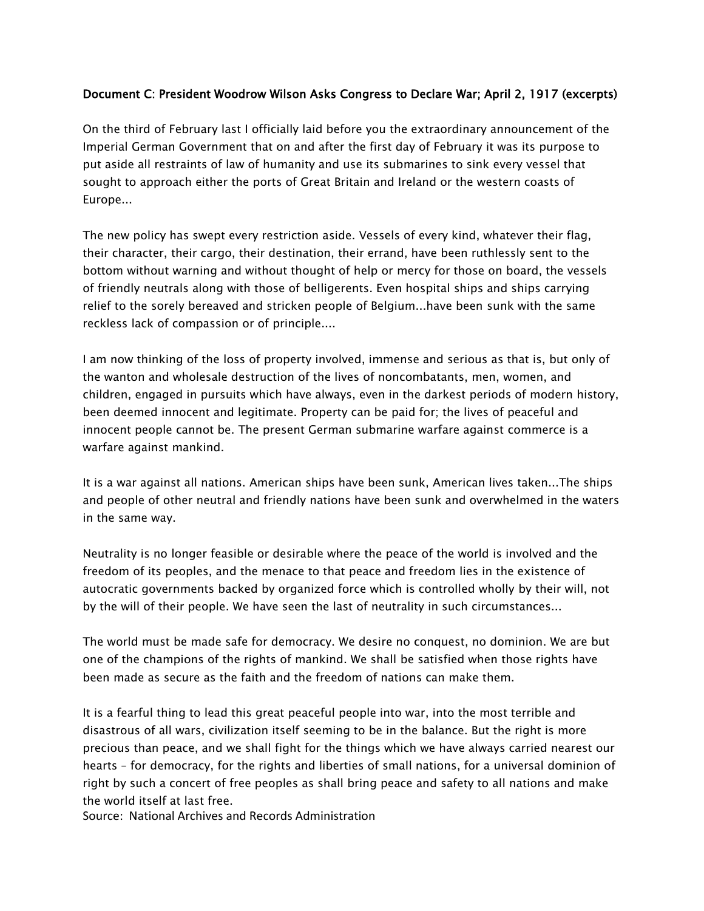**Document C: President Woodrow Wilson Asks Congress to Declare War; April 2, 1917 (excerpts)**

On the third of February last I officially laid before you the extraordinary announcement of the Imperial German Government that on and after the first day of February it was its purpose to put aside all restraints of law of humanity and use its submarines to sink every vessel that sought to approach either the ports of Great Britain and Ireland or the western coasts of Europe...

The new policy has swept every restriction aside. Vessels of every kind, whatever their flag, their character, their cargo, their destination, their errand, have been ruthlessly sent to the bottom without warning and without thought of help or mercy for those on board, the vessels of friendly neutrals along with those of belligerents. Even hospital ships and ships carrying relief to the sorely bereaved and stricken people of Belgium...have been sunk with the same reckless lack of compassion or of principle....

I am now thinking of the loss of property involved, immense and serious as that is, but only of the wanton and wholesale destruction of the lives of noncombatants, men, women, and children, engaged in pursuits which have always, even in the darkest periods of modern history, been deemed innocent and legitimate. Property can be paid for; the lives of peaceful and innocent people cannot be. The present German submarine warfare against commerce is a warfare against mankind.

It is a war against all nations. American ships have been sunk, American lives taken...The ships and people of other neutral and friendly nations have been sunk and overwhelmed in the waters in the same way.

Neutrality is no longer feasible or desirable where the peace of the world is involved and the freedom of its peoples, and the menace to that peace and freedom lies in the existence of autocratic governments backed by organized force which is controlled wholly by their will, not by the will of their people. We have seen the last of neutrality in such circumstances...

The world must be made safe for democracy. We desire no conquest, no dominion. We are but one of the champions of the rights of mankind. We shall be satisfied when those rights have been made as secure as the faith and the freedom of nations can make them.

It is a fearful thing to lead this great peaceful people into war, into the most terrible and disastrous of all wars, civilization itself seeming to be in the balance. But the right is more precious than peace, and we shall fight for the things which we have always carried nearest our hearts – for democracy, for the rights and liberties of small nations, for a universal dominion of right by such a concert of free peoples as shall bring peace and safety to all nations and make the world itself at last free.

Source: National Archives and Records Administration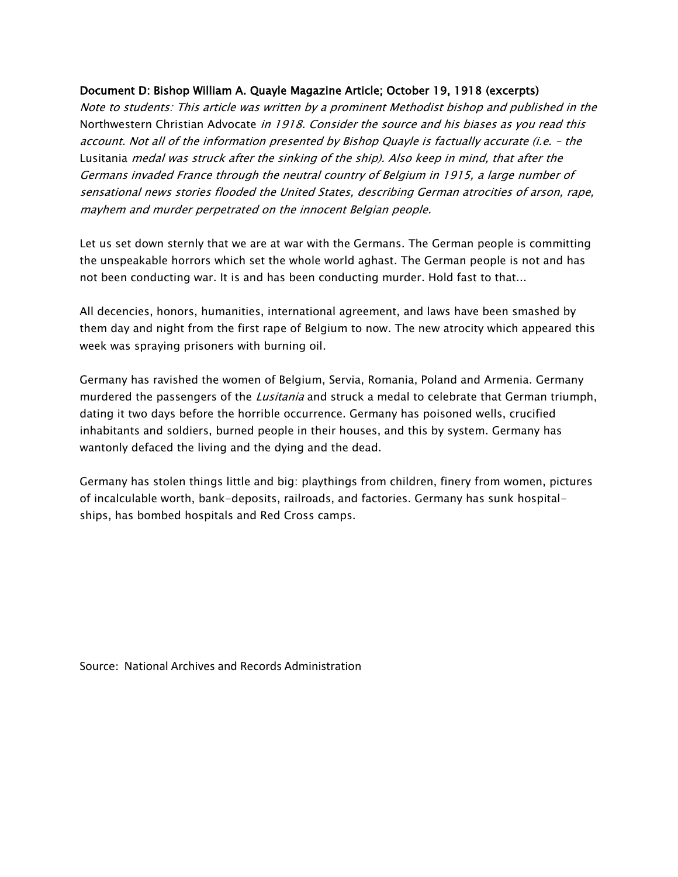**Document D: Bishop William A. Quayle Magazine Article; October 19, 1918 (excerpts)**

*Note to students: This article was written by a prominent Methodist bishop and published in the* Northwestern Christian Advocate *in 1918. Consider the source and his biases as you read this account. Not all of the information presented by Bishop Quayle is factually accurate (i.e. – the* Lusitania *medal was struck after the sinking of the ship). Also keep in mind, that after the Germans invaded France through the neutral country of Belgium in 1915, a large number of sensational news stories flooded the United States, describing German atrocities of arson, rape, mayhem and murder perpetrated on the innocent Belgian people.*

Let us set down sternly that we are at war with the Germans. The German people is committing the unspeakable horrors which set the whole world aghast. The German people is not and has not been conducting war. It is and has been conducting murder. Hold fast to that...

All decencies, honors, humanities, international agreement, and laws have been smashed by them day and night from the first rape of Belgium to now. The new atrocity which appeared this week was spraying prisoners with burning oil.

Germany has ravished the women of Belgium, Servia, Romania, Poland and Armenia. Germany murdered the passengers of the *Lusitania* and struck a medal to celebrate that German triumph, dating it two days before the horrible occurrence. Germany has poisoned wells, crucified inhabitants and soldiers, burned people in their houses, and this by system. Germany has wantonly defaced the living and the dying and the dead.

Germany has stolen things little and big: playthings from children, finery from women, pictures of incalculable worth, bank-deposits, railroads, and factories. Germany has sunk hospital-ships, has bombed hospitals and Red Cross camps.

Source: National Archives and Records Administration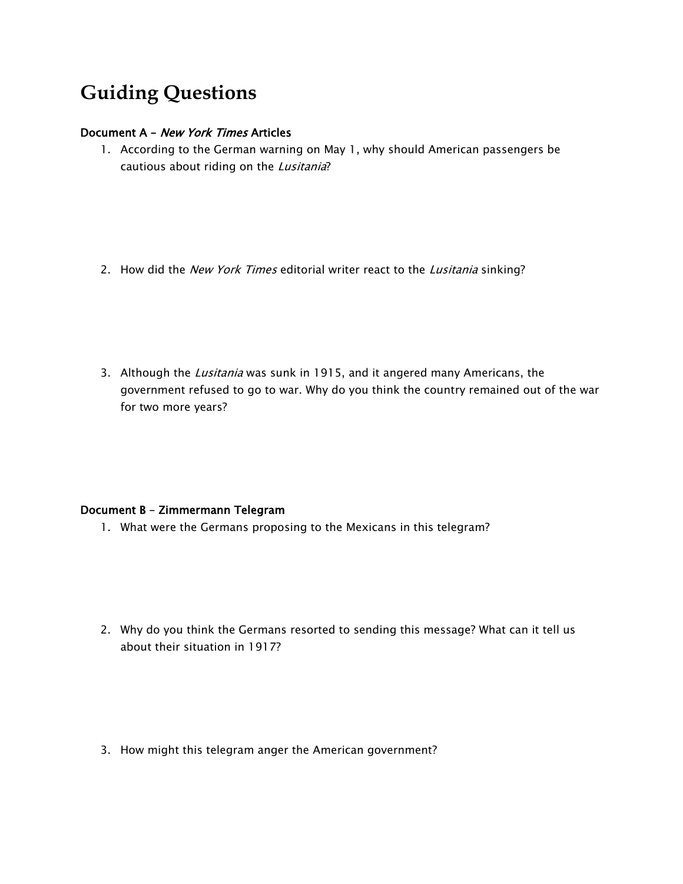# Guiding Questions

**Document A – *New York Times* Articles**

1. According to the German warning on May 1, why should American passengers be cautious about riding on the *Lusitania*?

2. How did the *New York Times* editorial writer react to the *Lusitania* sinking?

3. Although the *Lusitania* was sunk in 1915, and it angered many Americans, the government refused to go to war. Why do you think the country remained out of the war for two more years?

**Document B – Zimmermann Telegram**

1. What were the Germans proposing to the Mexicans in this telegram?

2. Why do you think the Germans resorted to sending this message? What can it tell us about their situation in 1917?

3. How might this telegram anger the American government?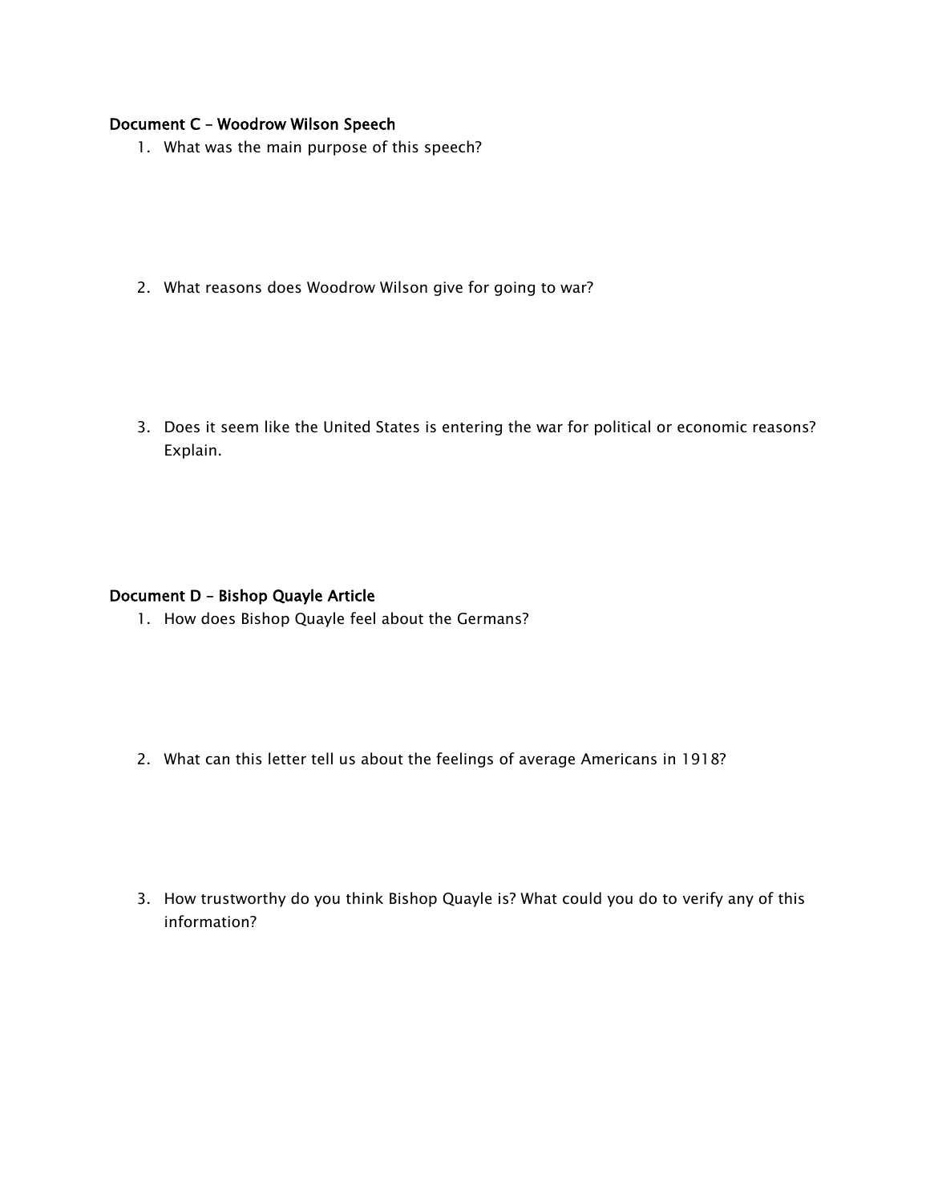**Document C – Woodrow Wilson Speech**

1. What was the main purpose of this speech?

2. What reasons does Woodrow Wilson give for going to war?

3. Does it seem like the United States is entering the war for political or economic reasons? Explain.

**Document D – Bishop Quayle Article**

1. How does Bishop Quayle feel about the Germans?

2. What can this letter tell us about the feelings of average Americans in 1918?

3. How trustworthy do you think Bishop Quayle is? What could you do to verify any of this information?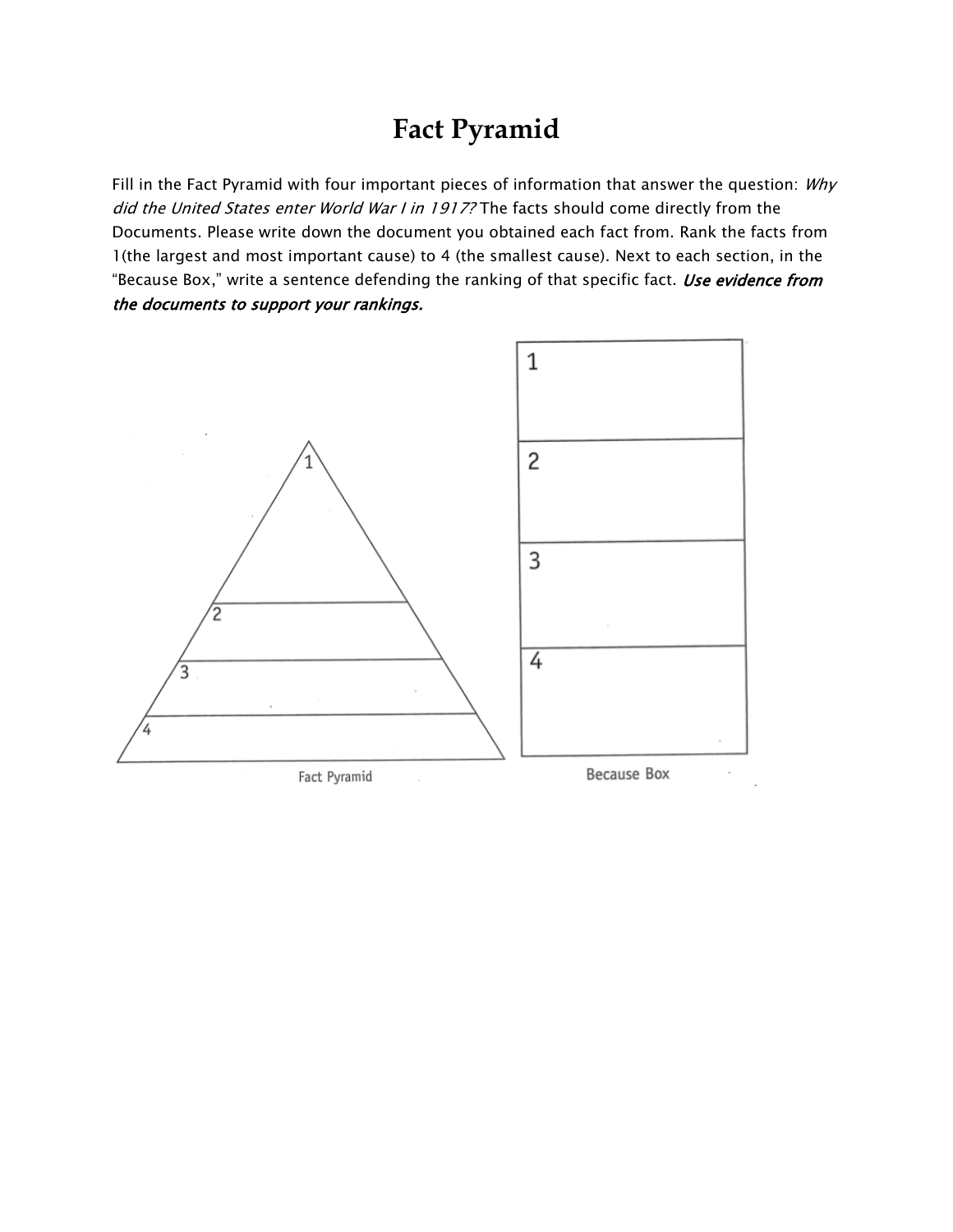# Fact Pyramid

Fill in the Fact Pyramid with four important pieces of information that answer the question: *Why did the United States enter World War I in 1917?* The facts should come directly from the Documents. Please write down the document you obtained each fact from. Rank the facts from 1(the largest and most important cause) to 4 (the smallest cause). Next to each section, in the "Because Box," write a sentence defending the ranking of that specific fact. ***Use evidence from the documents to support your rankings.***

| Fact Pyramid | Because Box |
| --- | --- |
| 1 | 1 |
| 2 | 2 |
| 3 | 3 |
| 4 | 4 |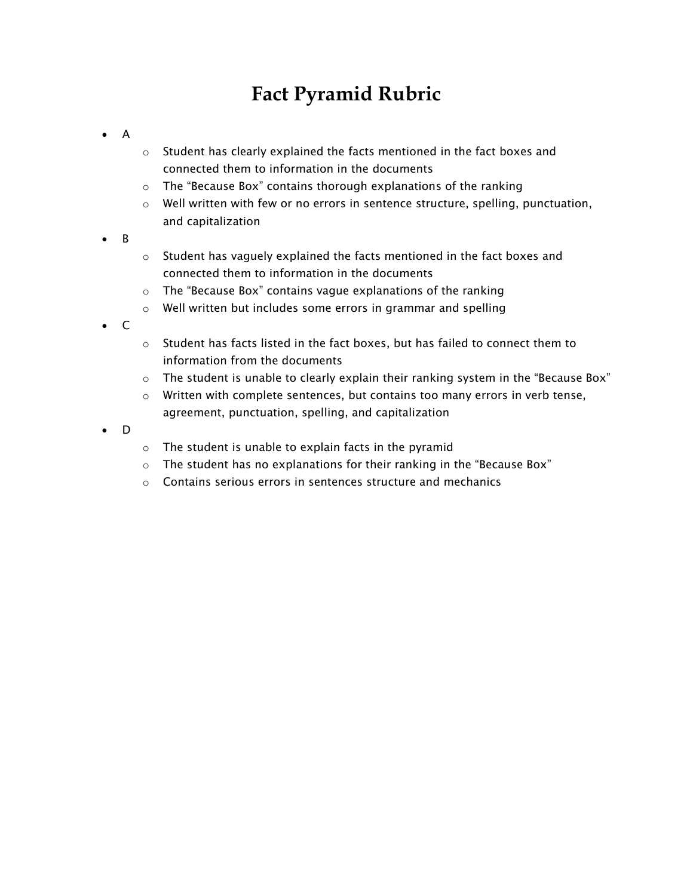# Fact Pyramid Rubric

- A
  - Student has clearly explained the facts mentioned in the fact boxes and connected them to information in the documents
  - The “Because Box” contains thorough explanations of the ranking
  - Well written with few or no errors in sentence structure, spelling, punctuation, and capitalization
- B
  - Student has vaguely explained the facts mentioned in the fact boxes and connected them to information in the documents
  - The “Because Box” contains vague explanations of the ranking
  - Well written but includes some errors in grammar and spelling
- C
  - Student has facts listed in the fact boxes, but has failed to connect them to information from the documents
  - The student is unable to clearly explain their ranking system in the “Because Box”
  - Written with complete sentences, but contains too many errors in verb tense, agreement, punctuation, spelling, and capitalization
- D
  - The student is unable to explain facts in the pyramid
  - The student has no explanations for their ranking in the “Because Box”
  - Contains serious errors in sentences structure and mechanics